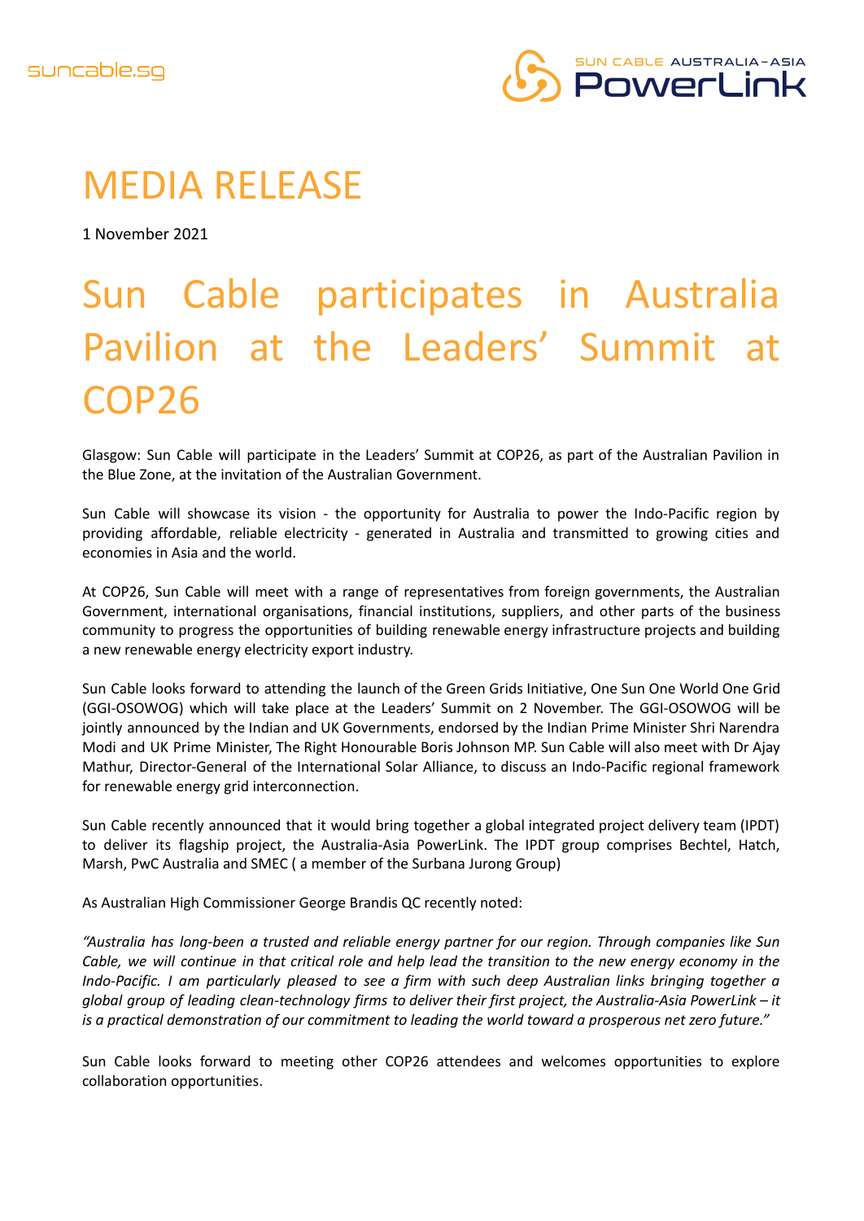suncable.sg

SUN CABLE AUSTRALIA–ASIA PowerLink

# MEDIA RELEASE

1 November 2021

# Sun Cable participates in Australia Pavilion at the Leaders' Summit at COP26

Glasgow: Sun Cable will participate in the Leaders' Summit at COP26, as part of the Australian Pavilion in the Blue Zone, at the invitation of the Australian Government.

Sun Cable will showcase its vision - the opportunity for Australia to power the Indo-Pacific region by providing affordable, reliable electricity - generated in Australia and transmitted to growing cities and economies in Asia and the world.

At COP26, Sun Cable will meet with a range of representatives from foreign governments, the Australian Government, international organisations, financial institutions, suppliers, and other parts of the business community to progress the opportunities of building renewable energy infrastructure projects and building a new renewable energy electricity export industry.

Sun Cable looks forward to attending the launch of the Green Grids Initiative, One Sun One World One Grid (GGI-OSOWOG) which will take place at the Leaders' Summit on 2 November. The GGI-OSOWOG will be jointly announced by the Indian and UK Governments, endorsed by the Indian Prime Minister Shri Narendra Modi and UK Prime Minister, The Right Honourable Boris Johnson MP. Sun Cable will also meet with Dr Ajay Mathur, Director-General of the International Solar Alliance, to discuss an Indo-Pacific regional framework for renewable energy grid interconnection.

Sun Cable recently announced that it would bring together a global integrated project delivery team (IPDT) to deliver its flagship project, the Australia-Asia PowerLink. The IPDT group comprises Bechtel, Hatch, Marsh, PwC Australia and SMEC ( a member of the Surbana Jurong Group)

As Australian High Commissioner George Brandis QC recently noted:

*"Australia has long-been a trusted and reliable energy partner for our region. Through companies like Sun Cable, we will continue in that critical role and help lead the transition to the new energy economy in the Indo-Pacific. I am particularly pleased to see a firm with such deep Australian links bringing together a global group of leading clean-technology firms to deliver their first project, the Australia-Asia PowerLink – it is a practical demonstration of our commitment to leading the world toward a prosperous net zero future."*

Sun Cable looks forward to meeting other COP26 attendees and welcomes opportunities to explore collaboration opportunities.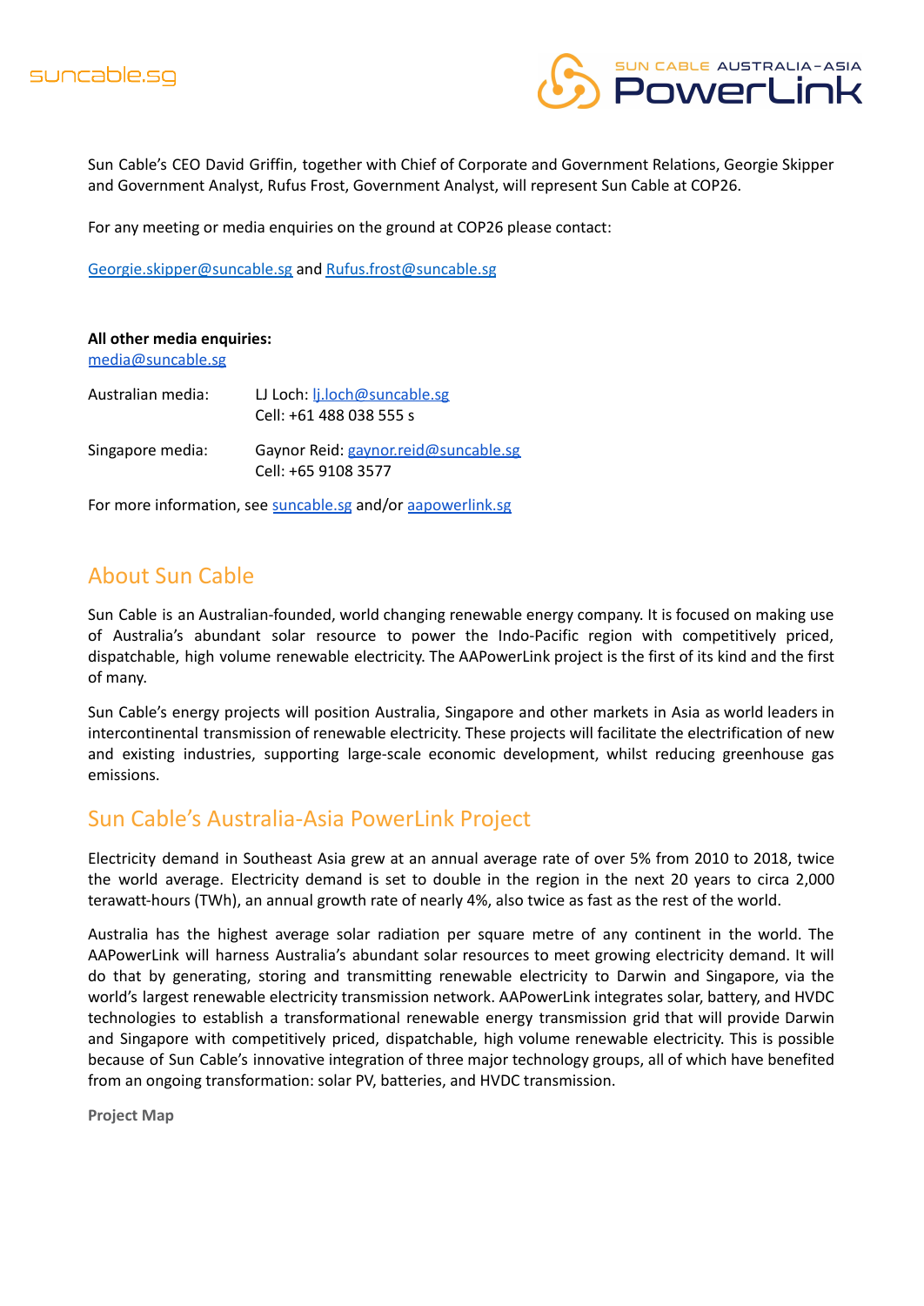Sun Cable's CEO David Griffin, together with Chief of Corporate and Government Relations, Georgie Skipper and Government Analyst, Rufus Frost, Government Analyst, will represent Sun Cable at COP26.

For any meeting or media enquiries on the ground at COP26 please contact:

Georgie.skipper@suncable.sg and Rufus.frost@suncable.sg

**All other media enquiries:**
media@suncable.sg

| | |
|---|---|
| Australian media: | LJ Loch: lj.loch@suncable.sg<br>Cell: +61 488 038 555 s |
| Singapore media: | Gaynor Reid: gaynor.reid@suncable.sg<br>Cell: +65 9108 3577 |

For more information, see suncable.sg and/or aapowerlink.sg

## About Sun Cable

Sun Cable is an Australian-founded, world changing renewable energy company. It is focused on making use of Australia's abundant solar resource to power the Indo-Pacific region with competitively priced, dispatchable, high volume renewable electricity. The AAPowerLink project is the first of its kind and the first of many.

Sun Cable's energy projects will position Australia, Singapore and other markets in Asia as world leaders in intercontinental transmission of renewable electricity. These projects will facilitate the electrification of new and existing industries, supporting large-scale economic development, whilst reducing greenhouse gas emissions.

## Sun Cable's Australia-Asia PowerLink Project

Electricity demand in Southeast Asia grew at an annual average rate of over 5% from 2010 to 2018, twice the world average. Electricity demand is set to double in the region in the next 20 years to circa 2,000 terawatt-hours (TWh), an annual growth rate of nearly 4%, also twice as fast as the rest of the world.

Australia has the highest average solar radiation per square metre of any continent in the world. The AAPowerLink will harness Australia's abundant solar resources to meet growing electricity demand. It will do that by generating, storing and transmitting renewable electricity to Darwin and Singapore, via the world's largest renewable electricity transmission network. AAPowerLink integrates solar, battery, and HVDC technologies to establish a transformational renewable energy transmission grid that will provide Darwin and Singapore with competitively priced, dispatchable, high volume renewable electricity. This is possible because of Sun Cable's innovative integration of three major technology groups, all of which have benefited from an ongoing transformation: solar PV, batteries, and HVDC transmission.

**Project Map**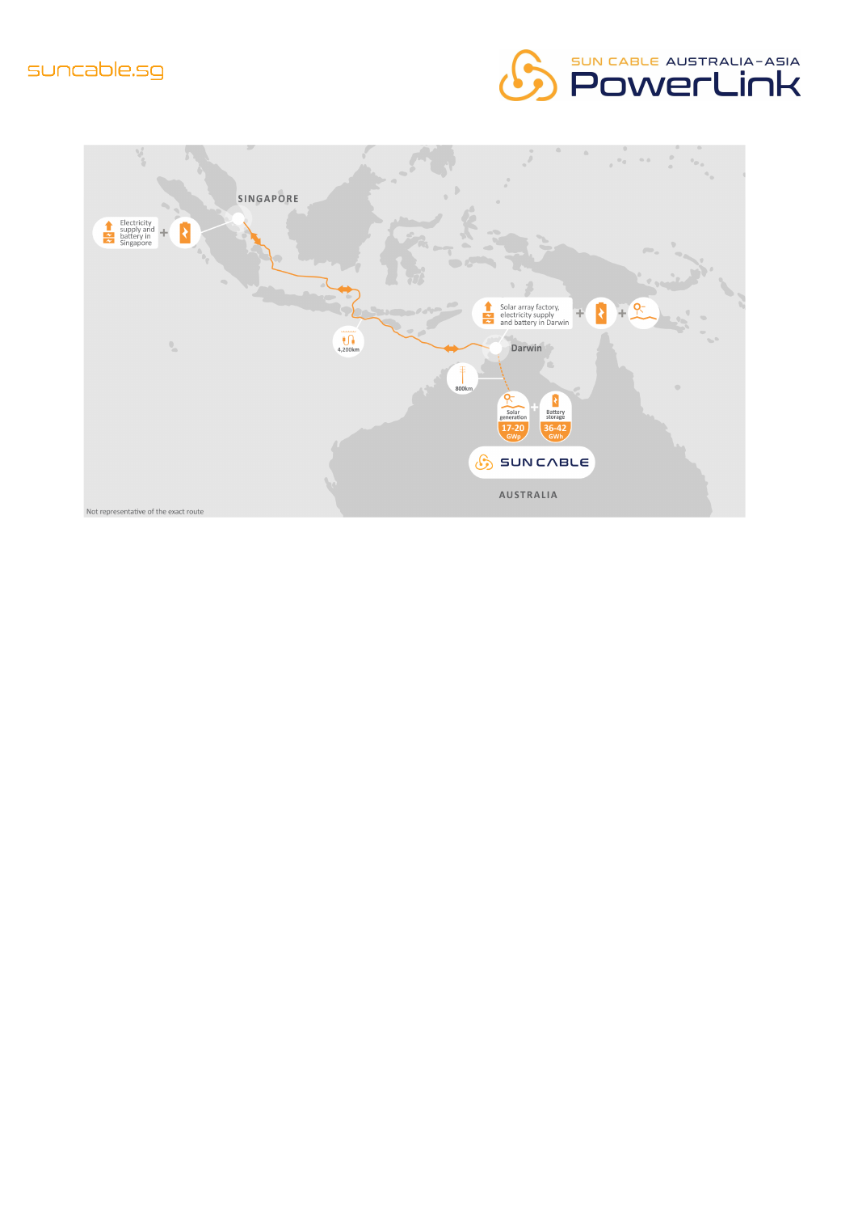suncable.sg

SUN CABLE AUSTRALIA–ASIA PowerLink

SINGAPORE

Electricity supply and battery in Singapore

4,200km

Solar array factory, electricity supply and battery in Darwin

Darwin

800km

Solar generation 17-20 GWp

Battery storage 36-42 GWh

SUN CABLE

AUSTRALIA

Not representative of the exact route